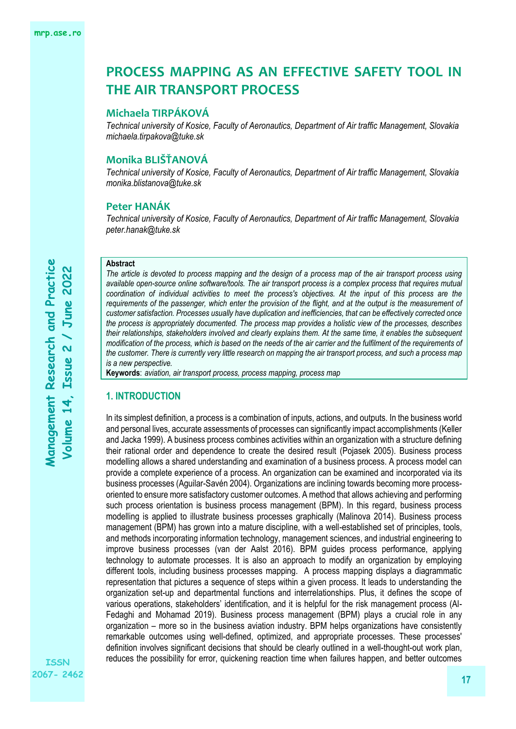# PROCESS MAPPING AS AN EFFECTIVE SAFETY TOOL IN THE AIR TRANSPORT PROCESS

## Michaela TIRPÁKOVÁ

*Technical university of Kosice, Faculty of Aeronautics, Department of Air traffic Management, Slovakia*
*michaela.tirpakova@tuke.sk*

## Monika BLIŠŤANOVÁ

*Technical university of Kosice, Faculty of Aeronautics, Department of Air traffic Management, Slovakia*
*monika.blistanova@tuke.sk*

## Peter HANÁK

*Technical university of Kosice, Faculty of Aeronautics, Department of Air traffic Management, Slovakia*
*peter.hanak@tuke.sk*

**Abstract**

*The article is devoted to process mapping and the design of a process map of the air transport process using available open-source online software/tools. The air transport process is a complex process that requires mutual coordination of individual activities to meet the process's objectives. At the input of this process are the requirements of the passenger, which enter the provision of the flight, and at the output is the measurement of customer satisfaction. Processes usually have duplication and inefficiencies, that can be effectively corrected once the process is appropriately documented. The process map provides a holistic view of the processes, describes their relationships, stakeholders involved and clearly explains them. At the same time, it enables the subsequent modification of the process, which is based on the needs of the air carrier and the fulfilment of the requirements of the customer. There is currently very little research on mapping the air transport process, and such a process map is a new perspective.*

**Keywords**: *aviation, air transport process, process mapping, process map*

## 1. INTRODUCTION

In its simplest definition, a process is a combination of inputs, actions, and outputs. In the business world and personal lives, accurate assessments of processes can significantly impact accomplishments (Keller and Jacka 1999). A business process combines activities within an organization with a structure defining their rational order and dependence to create the desired result (Pojasek 2005). Business process modelling allows a shared understanding and examination of a business process. A process model can provide a complete experience of a process. An organization can be examined and incorporated via its business processes (Aguilar-Savén 2004). Organizations are inclining towards becoming more process-oriented to ensure more satisfactory customer outcomes. A method that allows achieving and performing such process orientation is business process management (BPM). In this regard, business process modelling is applied to illustrate business processes graphically (Malinova 2014). Business process management (BPM) has grown into a mature discipline, with a well-established set of principles, tools, and methods incorporating information technology, management sciences, and industrial engineering to improve business processes (van der Aalst 2016). BPM guides process performance, applying technology to automate processes. It is also an approach to modify an organization by employing different tools, including business processes mapping. A process mapping displays a diagrammatic representation that pictures a sequence of steps within a given process. It leads to understanding the organization set-up and departmental functions and interrelationships. Plus, it defines the scope of various operations, stakeholders' identification, and it is helpful for the risk management process (Al-Fedaghi and Mohamad 2019). Business process management (BPM) plays a crucial role in any organization – more so in the business aviation industry. BPM helps organizations have consistently remarkable outcomes using well-defined, optimized, and appropriate processes. These processes' definition involves significant decisions that should be clearly outlined in a well-thought-out work plan, reduces the possibility for error, quickening reaction time when failures happen, and better outcomes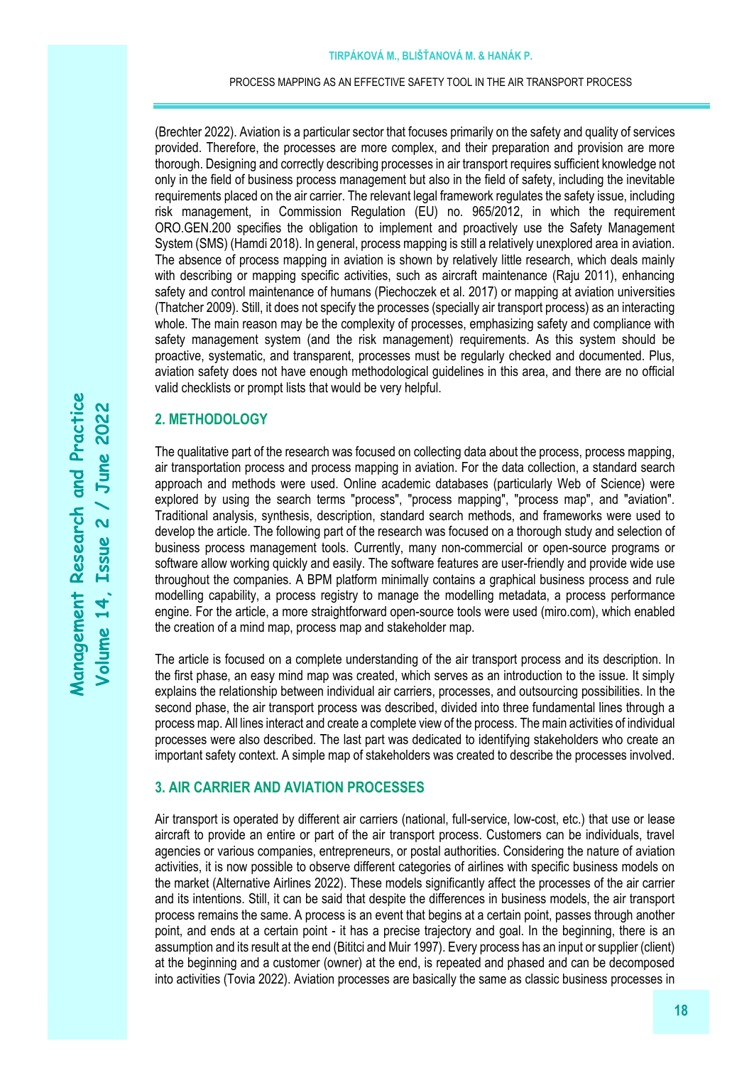(Brechter 2022). Aviation is a particular sector that focuses primarily on the safety and quality of services provided. Therefore, the processes are more complex, and their preparation and provision are more thorough. Designing and correctly describing processes in air transport requires sufficient knowledge not only in the field of business process management but also in the field of safety, including the inevitable requirements placed on the air carrier. The relevant legal framework regulates the safety issue, including risk management, in Commission Regulation (EU) no. 965/2012, in which the requirement ORO.GEN.200 specifies the obligation to implement and proactively use the Safety Management System (SMS) (Hamdi 2018). In general, process mapping is still a relatively unexplored area in aviation. The absence of process mapping in aviation is shown by relatively little research, which deals mainly with describing or mapping specific activities, such as aircraft maintenance (Raju 2011), enhancing safety and control maintenance of humans (Piechoczek et al. 2017) or mapping at aviation universities (Thatcher 2009). Still, it does not specify the processes (specially air transport process) as an interacting whole. The main reason may be the complexity of processes, emphasizing safety and compliance with safety management system (and the risk management) requirements. As this system should be proactive, systematic, and transparent, processes must be regularly checked and documented. Plus, aviation safety does not have enough methodological guidelines in this area, and there are no official valid checklists or prompt lists that would be very helpful.

## 2. METHODOLOGY

The qualitative part of the research was focused on collecting data about the process, process mapping, air transportation process and process mapping in aviation. For the data collection, a standard search approach and methods were used. Online academic databases (particularly Web of Science) were explored by using the search terms "process", "process mapping", "process map", and "aviation". Traditional analysis, synthesis, description, standard search methods, and frameworks were used to develop the article. The following part of the research was focused on a thorough study and selection of business process management tools. Currently, many non-commercial or open-source programs or software allow working quickly and easily. The software features are user-friendly and provide wide use throughout the companies. A BPM platform minimally contains a graphical business process and rule modelling capability, a process registry to manage the modelling metadata, a process performance engine. For the article, a more straightforward open-source tools were used (miro.com), which enabled the creation of a mind map, process map and stakeholder map.

The article is focused on a complete understanding of the air transport process and its description. In the first phase, an easy mind map was created, which serves as an introduction to the issue. It simply explains the relationship between individual air carriers, processes, and outsourcing possibilities. In the second phase, the air transport process was described, divided into three fundamental lines through a process map. All lines interact and create a complete view of the process. The main activities of individual processes were also described. The last part was dedicated to identifying stakeholders who create an important safety context. A simple map of stakeholders was created to describe the processes involved.

## 3. AIR CARRIER AND AVIATION PROCESSES

Air transport is operated by different air carriers (national, full-service, low-cost, etc.) that use or lease aircraft to provide an entire or part of the air transport process. Customers can be individuals, travel agencies or various companies, entrepreneurs, or postal authorities. Considering the nature of aviation activities, it is now possible to observe different categories of airlines with specific business models on the market (Alternative Airlines 2022). These models significantly affect the processes of the air carrier and its intentions. Still, it can be said that despite the differences in business models, the air transport process remains the same. A process is an event that begins at a certain point, passes through another point, and ends at a certain point - it has a precise trajectory and goal. In the beginning, there is an assumption and its result at the end (Bititci and Muir 1997). Every process has an input or supplier (client) at the beginning and a customer (owner) at the end, is repeated and phased and can be decomposed into activities (Tovia 2022). Aviation processes are basically the same as classic business processes in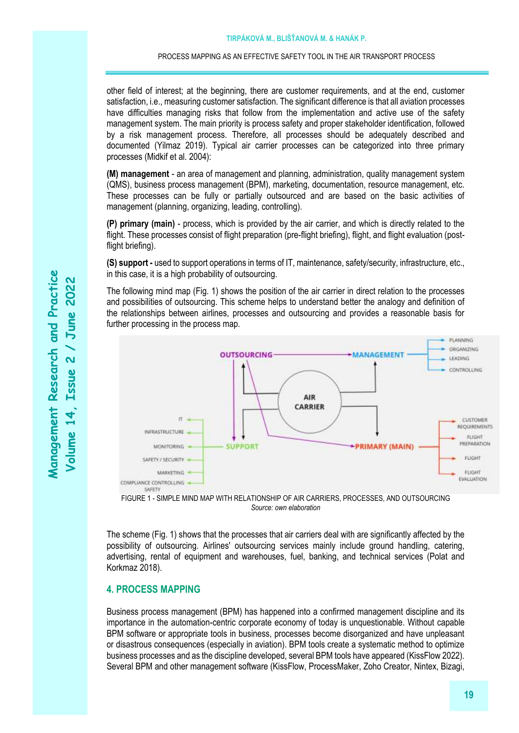other field of interest; at the beginning, there are customer requirements, and at the end, customer satisfaction, i.e., measuring customer satisfaction. The significant difference is that all aviation processes have difficulties managing risks that follow from the implementation and active use of the safety management system. The main priority is process safety and proper stakeholder identification, followed by a risk management process. Therefore, all processes should be adequately described and documented (Yilmaz 2019). Typical air carrier processes can be categorized into three primary processes (Midkif et al. 2004):

**(M) management** - an area of management and planning, administration, quality management system (QMS), business process management (BPM), marketing, documentation, resource management, etc. These processes can be fully or partially outsourced and are based on the basic activities of management (planning, organizing, leading, controlling).

**(P) primary (main)** - process, which is provided by the air carrier, and which is directly related to the flight. These processes consist of flight preparation (pre-flight briefing), flight, and flight evaluation (post-flight briefing).

**(S) support -** used to support operations in terms of IT, maintenance, safety/security, infrastructure, etc., in this case, it is a high probability of outsourcing.

The following mind map (Fig. 1) shows the position of the air carrier in direct relation to the processes and possibilities of outsourcing. This scheme helps to understand better the analogy and definition of the relationships between airlines, processes and outsourcing and provides a reasonable basis for further processing in the process map.

FIGURE 1 - SIMPLE MIND MAP WITH RELATIONSHIP OF AIR CARRIERS, PROCESSES, AND OUTSOURCING

*Source: own elaboration*

The scheme (Fig. 1) shows that the processes that air carriers deal with are significantly affected by the possibility of outsourcing. Airlines' outsourcing services mainly include ground handling, catering, advertising, rental of equipment and warehouses, fuel, banking, and technical services (Polat and Korkmaz 2018).

## 4. PROCESS MAPPING

Business process management (BPM) has happened into a confirmed management discipline and its importance in the automation-centric corporate economy of today is unquestionable. Without capable BPM software or appropriate tools in business, processes become disorganized and have unpleasant or disastrous consequences (especially in aviation). BPM tools create a systematic method to optimize business processes and as the discipline developed, several BPM tools have appeared (KissFlow 2022). Several BPM and other management software (KissFlow, ProcessMaker, Zoho Creator, Nintex, Bizagi,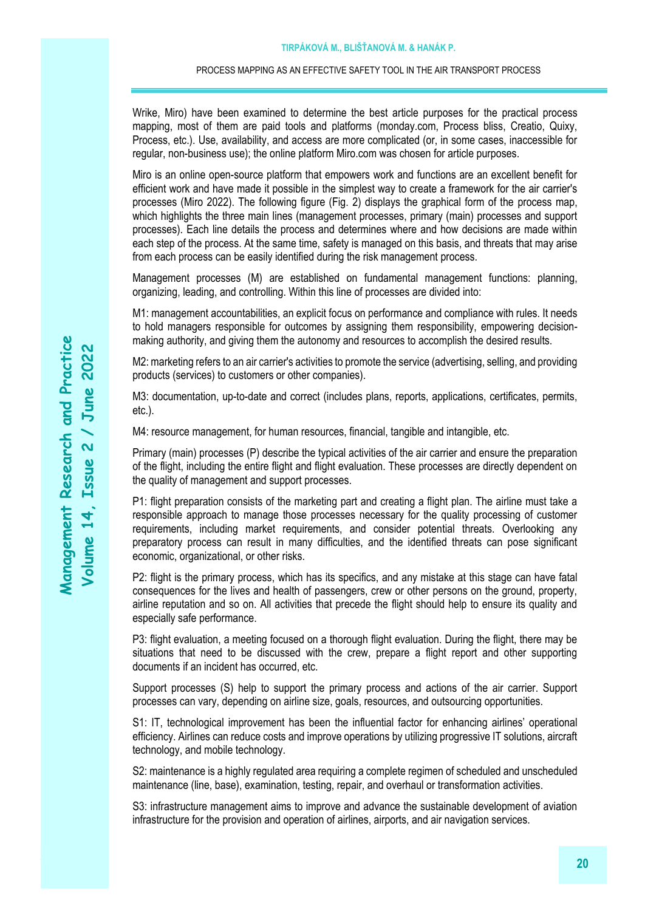Wrike, Miro) have been examined to determine the best article purposes for the practical process mapping, most of them are paid tools and platforms (monday.com, Process bliss, Creatio, Quixy, Process, etc.). Use, availability, and access are more complicated (or, in some cases, inaccessible for regular, non-business use); the online platform Miro.com was chosen for article purposes.

Miro is an online open-source platform that empowers work and functions are an excellent benefit for efficient work and have made it possible in the simplest way to create a framework for the air carrier's processes (Miro 2022). The following figure (Fig. 2) displays the graphical form of the process map, which highlights the three main lines (management processes, primary (main) processes and support processes). Each line details the process and determines where and how decisions are made within each step of the process. At the same time, safety is managed on this basis, and threats that may arise from each process can be easily identified during the risk management process.

Management processes (M) are established on fundamental management functions: planning, organizing, leading, and controlling. Within this line of processes are divided into:

M1: management accountabilities, an explicit focus on performance and compliance with rules. It needs to hold managers responsible for outcomes by assigning them responsibility, empowering decision-making authority, and giving them the autonomy and resources to accomplish the desired results.

M2: marketing refers to an air carrier's activities to promote the service (advertising, selling, and providing products (services) to customers or other companies).

M3: documentation, up-to-date and correct (includes plans, reports, applications, certificates, permits, etc.).

M4: resource management, for human resources, financial, tangible and intangible, etc.

Primary (main) processes (P) describe the typical activities of the air carrier and ensure the preparation of the flight, including the entire flight and flight evaluation. These processes are directly dependent on the quality of management and support processes.

P1: flight preparation consists of the marketing part and creating a flight plan. The airline must take a responsible approach to manage those processes necessary for the quality processing of customer requirements, including market requirements, and consider potential threats. Overlooking any preparatory process can result in many difficulties, and the identified threats can pose significant economic, organizational, or other risks.

P2: flight is the primary process, which has its specifics, and any mistake at this stage can have fatal consequences for the lives and health of passengers, crew or other persons on the ground, property, airline reputation and so on. All activities that precede the flight should help to ensure its quality and especially safe performance.

P3: flight evaluation, a meeting focused on a thorough flight evaluation. During the flight, there may be situations that need to be discussed with the crew, prepare a flight report and other supporting documents if an incident has occurred, etc.

Support processes (S) help to support the primary process and actions of the air carrier. Support processes can vary, depending on airline size, goals, resources, and outsourcing opportunities.

S1: IT, technological improvement has been the influential factor for enhancing airlines' operational efficiency. Airlines can reduce costs and improve operations by utilizing progressive IT solutions, aircraft technology, and mobile technology.

S2: maintenance is a highly regulated area requiring a complete regimen of scheduled and unscheduled maintenance (line, base), examination, testing, repair, and overhaul or transformation activities.

S3: infrastructure management aims to improve and advance the sustainable development of aviation infrastructure for the provision and operation of airlines, airports, and air navigation services.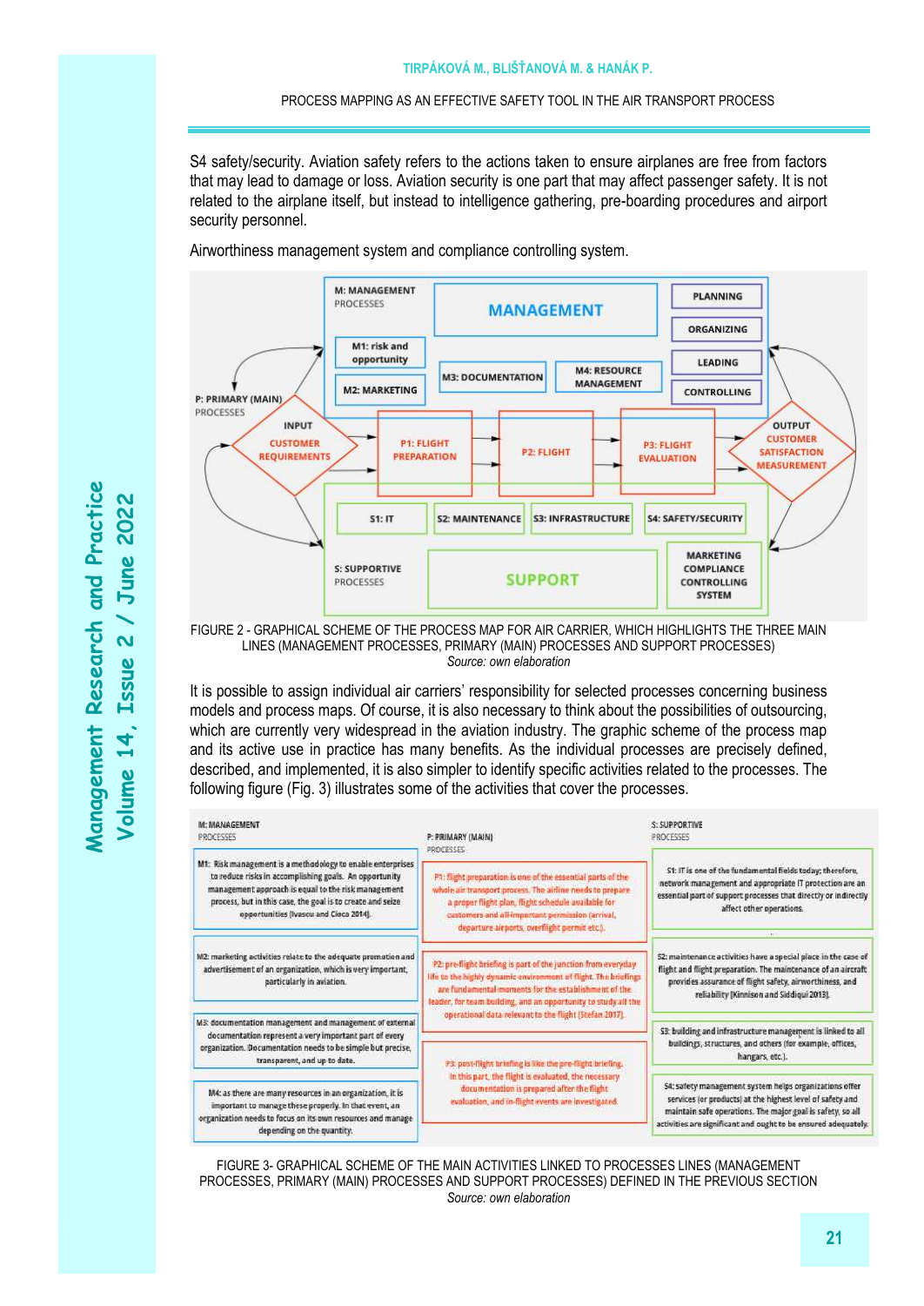S4 safety/security. Aviation safety refers to the actions taken to ensure airplanes are free from factors that may lead to damage or loss. Aviation security is one part that may affect passenger safety. It is not related to the airplane itself, but instead to intelligence gathering, pre-boarding procedures and airport security personnel.

Airworthiness management system and compliance controlling system.

M: MANAGEMENT PROCESSES

MANAGEMENT

PLANNING

ORGANIZING

LEADING

CONTROLLING

M1: risk and opportunity

M2: MARKETING

M3: DOCUMENTATION

M4: RESOURCE MANAGEMENT

P: PRIMARY (MAIN) PROCESSES

INPUT CUSTOMER REQUIREMENTS

P1: FLIGHT PREPARATION

P2: FLIGHT

P3: FLIGHT EVALUATION

OUTPUT CUSTOMER SATISFACTION MEASUREMENT

S1: IT

S2: MAINTENANCE

S3: INFRASTRUCTURE

S4: SAFETY/SECURITY

S: SUPPORTIVE PROCESSES

SUPPORT

MARKETING COMPLIANCE CONTROLLING SYSTEM

FIGURE 2 - GRAPHICAL SCHEME OF THE PROCESS MAP FOR AIR CARRIER, WHICH HIGHLIGHTS THE THREE MAIN LINES (MANAGEMENT PROCESSES, PRIMARY (MAIN) PROCESSES AND SUPPORT PROCESSES)

*Source: own elaboration*

It is possible to assign individual air carriers' responsibility for selected processes concerning business models and process maps. Of course, it is also necessary to think about the possibilities of outsourcing, which are currently very widespread in the aviation industry. The graphic scheme of the process map and its active use in practice has many benefits. As the individual processes are precisely defined, described, and implemented, it is also simpler to identify specific activities related to the processes. The following figure (Fig. 3) illustrates some of the activities that cover the processes.

| M: MANAGEMENT PROCESSES | P: PRIMARY (MAIN) PROCESSES | S: SUPPORTIVE PROCESSES |
|---|---|---|
| M1: Risk management is a methodology to enable enterprises to reduce risks in accomplishing goals. An opportunity management approach is equal to the risk management process, but in this case, the goal is to create and seize opportunities [Ivascu and Cioca 2014]. | P1: flight preparation is one of the essential parts of the whole air transport process. The airline needs to prepare a proper flight plan, flight schedule available for customers and all-important permission (arrival, departure airports, overflight permit etc.). | S1: IT is one of the fundamental fields today; therefore, network management and appropriate IT protection are an essential part of support processes that directly or indirectly affect other operations. |
| M2: marketing activities relate to the adequate promotion and advertisement of an organization, which is very important, particularly in aviation. | P2: pre-flight briefing is part of the junction from everyday life to the highly dynamic environment of flight. The briefings are fundamental moments for the establishment of the leader, for team building, and an opportunity to study all the operational data relevant to the flight [Stefan 2017]. | S2: maintenance activities have a special place in the case of flight and flight preparation. The maintenance of an aircraft provides assurance of flight safety, airworthiness, and reliability [Kinnison and Siddiqui 2013]. |
| M3: documentation management and management of external documentation represent a very important part of every organization. Documentation needs to be simple but precise, transparent, and up to date. | P3: post-flight briefing is like the pre-flight briefing. In this part, the flight is evaluated, the necessary documentation is prepared after the flight evaluation, and in-flight events are investigated. | S3: building and infrastructure management is linked to all buildings, structures, and others (for example, offices, hangars, etc.). |
| M4: as there are many resources in an organization, it is important to manage these properly. In that event, an organization needs to focus on its own resources and manage depending on the quantity. | | S4: safety management system helps organizations offer services (or products) at the highest level of safety and maintain safe operations. The major goal is safety, so all activities are significant and ought to be ensured adequately. |

FIGURE 3- GRAPHICAL SCHEME OF THE MAIN ACTIVITIES LINKED TO PROCESSES LINES (MANAGEMENT PROCESSES, PRIMARY (MAIN) PROCESSES AND SUPPORT PROCESSES) DEFINED IN THE PREVIOUS SECTION

*Source: own elaboration*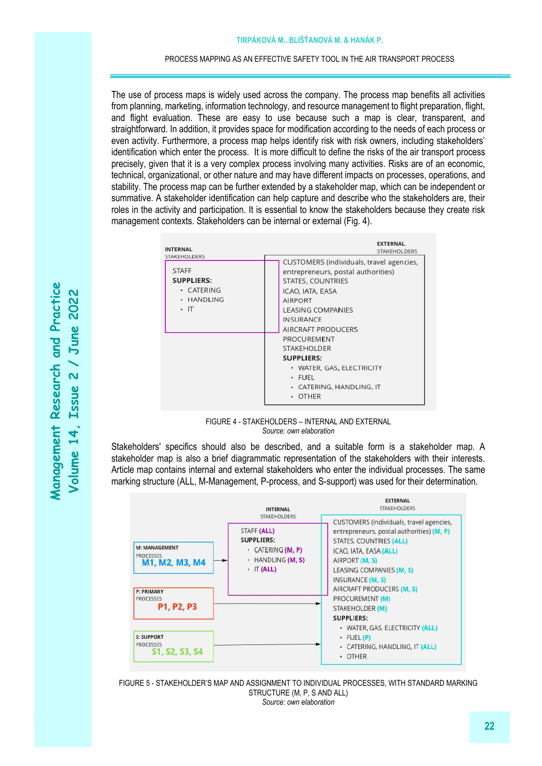The use of process maps is widely used across the company. The process map benefits all activities from planning, marketing, information technology, and resource management to flight preparation, flight, and flight evaluation. These are easy to use because such a map is clear, transparent, and straightforward. In addition, it provides space for modification according to the needs of each process or even activity. Furthermore, a process map helps identify risk with risk owners, including stakeholders' identification which enter the process. It is more difficult to define the risks of the air transport process precisely, given that it is a very complex process involving many activities. Risks are of an economic, technical, organizational, or other nature and may have different impacts on processes, operations, and stability. The process map can be further extended by a stakeholder map, which can be independent or summative. A stakeholder identification can help capture and describe who the stakeholders are, their roles in the activity and participation. It is essential to know the stakeholders because they create risk management contexts. Stakeholders can be internal or external (Fig. 4).

**INTERNAL** STAKEHOLDERS

- STAFF
- **SUPPLIERS:**
  - CATERING
  - HANDLING
  - IT

**EXTERNAL** STAKEHOLDERS

- CUSTOMERS (individuals, travel agencies, entrepreneurs, postal authorities)
- STATES, COUNTRIES
- ICAO, IATA, EASA
- AIRPORT
- LEASING COMPANIES
- INSURANCE
- AIRCRAFT PRODUCERS
- PROCUREMENT
- STAKEHOLDER
- **SUPPLIERS:**
  - WATER, GAS, ELECTRICITY
  - FUEL
  - CATERING, HANDLING, IT
  - OTHER

FIGURE 4 - STAKEHOLDERS – INTERNAL AND EXTERNAL
*Source: own elaboration*

Stakeholders' specifics should also be described, and a suitable form is a stakeholder map. A stakeholder map is also a brief diagrammatic representation of the stakeholders with their interests. Article map contains internal and external stakeholders who enter the individual processes. The same marking structure (ALL, M-Management, P-process, and S-support) was used for their determination.

**M: MANAGEMENT** PROCESSES: M1, M2, M3, M4

**P: PRIMARY** PROCESSES: P1, P2, P3

**S: SUPPORT** PROCESSES: S1, S2, S3, S4

**INTERNAL** STAKEHOLDERS

- STAFF (ALL)
- **SUPPLIERS:**
  - CATERING (M, P)
  - HANDLING (M, S)
  - IT (ALL)

**EXTERNAL** STAKEHOLDERS

- CUSTOMERS (individuals, travel agencies, entrepreneurs, postal authorities) (M, P)
- STATES, COUNTRIES (ALL)
- ICAO, IATA, EASA (ALL)
- AIRPORT (M, S)
- LEASING COMPANIES (M, S)
- INSURANCE (M, S)
- AIRCRAFT PRODUCERS (M, S)
- PROCUREMENT (M)
- STAKEHOLDER (M)
- **SUPPLIERS:**
  - WATER, GAS, ELECTRICITY (ALL)
  - FUEL (P)
  - CATERING, HANDLING, IT (ALL)
  - OTHER

FIGURE 5 - STAKEHOLDER'S MAP AND ASSIGNMENT TO INDIVIDUAL PROCESSES, WITH STANDARD MARKING STRUCTURE (M, P, S AND ALL)
*Source: own elaboration*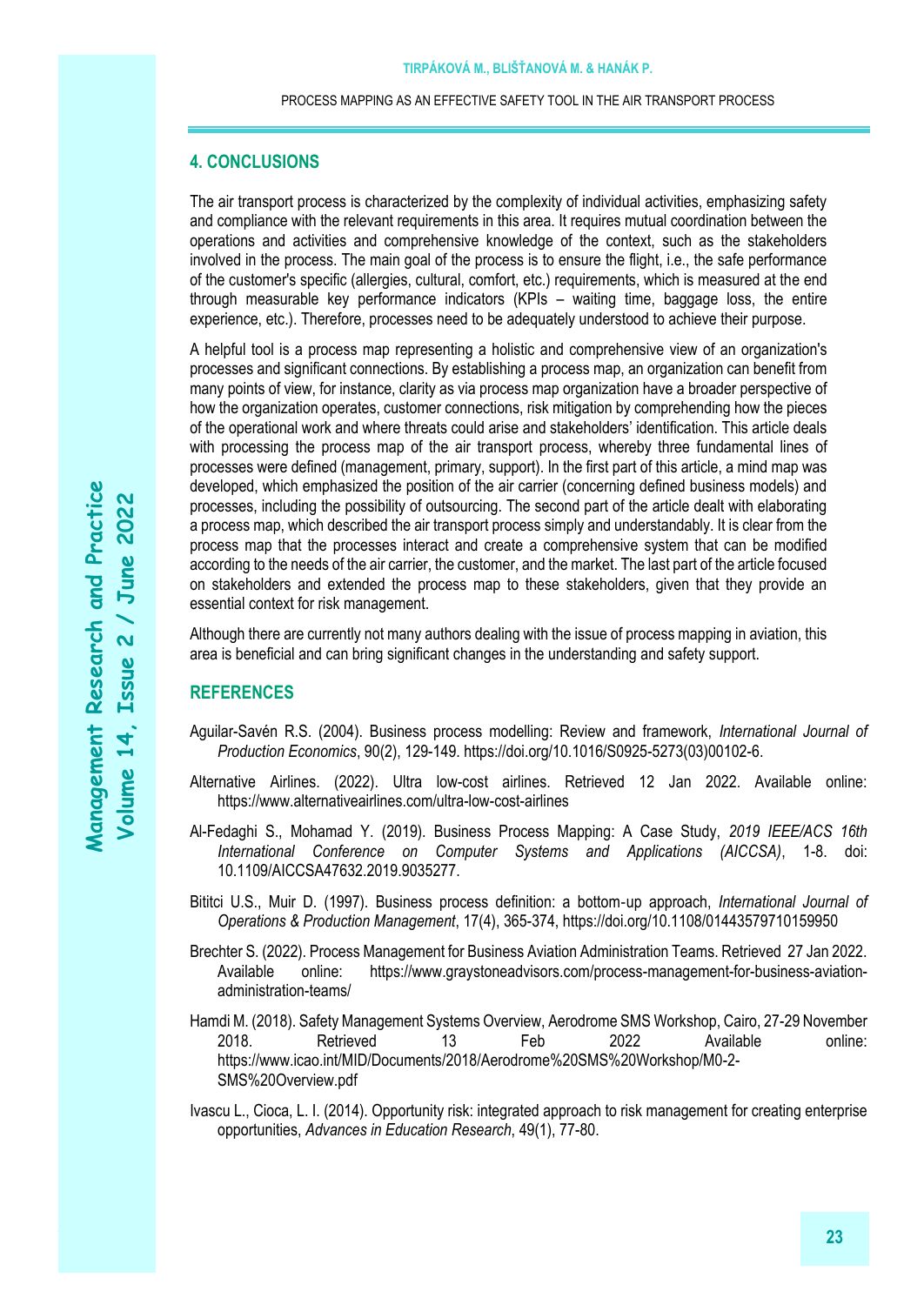## 4. CONCLUSIONS

The air transport process is characterized by the complexity of individual activities, emphasizing safety and compliance with the relevant requirements in this area. It requires mutual coordination between the operations and activities and comprehensive knowledge of the context, such as the stakeholders involved in the process. The main goal of the process is to ensure the flight, i.e., the safe performance of the customer's specific (allergies, cultural, comfort, etc.) requirements, which is measured at the end through measurable key performance indicators (KPIs – waiting time, baggage loss, the entire experience, etc.). Therefore, processes need to be adequately understood to achieve their purpose.

A helpful tool is a process map representing a holistic and comprehensive view of an organization's processes and significant connections. By establishing a process map, an organization can benefit from many points of view, for instance, clarity as via process map organization have a broader perspective of how the organization operates, customer connections, risk mitigation by comprehending how the pieces of the operational work and where threats could arise and stakeholders' identification. This article deals with processing the process map of the air transport process, whereby three fundamental lines of processes were defined (management, primary, support). In the first part of this article, a mind map was developed, which emphasized the position of the air carrier (concerning defined business models) and processes, including the possibility of outsourcing. The second part of the article dealt with elaborating a process map, which described the air transport process simply and understandably. It is clear from the process map that the processes interact and create a comprehensive system that can be modified according to the needs of the air carrier, the customer, and the market. The last part of the article focused on stakeholders and extended the process map to these stakeholders, given that they provide an essential context for risk management.

Although there are currently not many authors dealing with the issue of process mapping in aviation, this area is beneficial and can bring significant changes in the understanding and safety support.

## REFERENCES

Aguilar-Savén R.S. (2004). Business process modelling: Review and framework, *International Journal of Production Economics*, 90(2), 129-149. https://doi.org/10.1016/S0925-5273(03)00102-6.

Alternative Airlines. (2022). Ultra low-cost airlines. Retrieved 12 Jan 2022. Available online: https://www.alternativeairlines.com/ultra-low-cost-airlines

Al-Fedaghi S., Mohamad Y. (2019). Business Process Mapping: A Case Study, *2019 IEEE/ACS 16th International Conference on Computer Systems and Applications (AICCSA)*, 1-8. doi: 10.1109/AICCSA47632.2019.9035277.

Bititci U.S., Muir D. (1997). Business process definition: a bottom-up approach, *International Journal of Operations & Production Management*, 17(4), 365-374, https://doi.org/10.1108/01443579710159950

Brechter S. (2022). Process Management for Business Aviation Administration Teams. Retrieved 27 Jan 2022. Available online: https://www.graystoneadvisors.com/process-management-for-business-aviation-administration-teams/

Hamdi M. (2018). Safety Management Systems Overview, Aerodrome SMS Workshop, Cairo, 27-29 November 2018. Retrieved 13 Feb 2022 Available online: https://www.icao.int/MID/Documents/2018/Aerodrome%20SMS%20Workshop/M0-2-SMS%20Overview.pdf

Ivascu L., Cioca, L. I. (2014). Opportunity risk: integrated approach to risk management for creating enterprise opportunities, *Advances in Education Research*, 49(1), 77-80.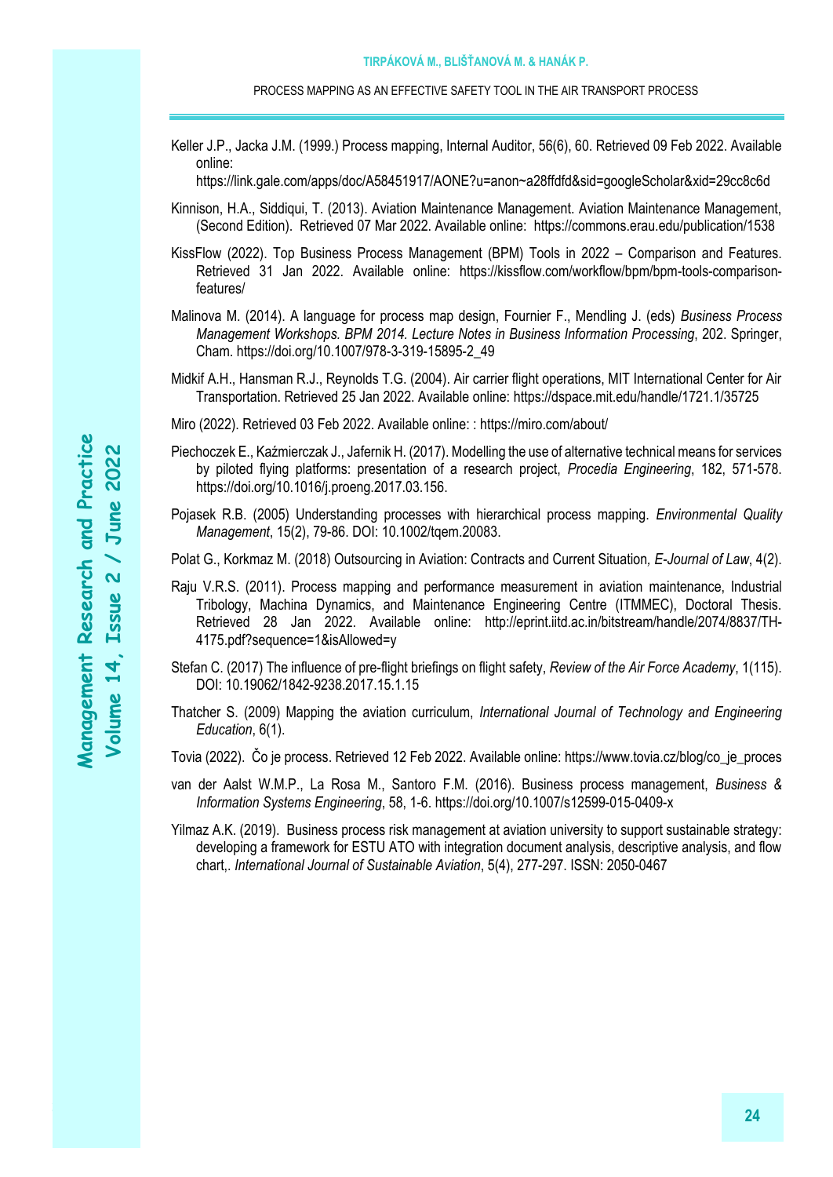Keller J.P., Jacka J.M. (1999.) Process mapping, Internal Auditor, 56(6), 60. Retrieved 09 Feb 2022. Available online: https://link.gale.com/apps/doc/A58451917/AONE?u=anon~a28ffdfd&sid=googleScholar&xid=29cc8c6d

Kinnison, H.A., Siddiqui, T. (2013). Aviation Maintenance Management. Aviation Maintenance Management, (Second Edition). Retrieved 07 Mar 2022. Available online: https://commons.erau.edu/publication/1538

KissFlow (2022). Top Business Process Management (BPM) Tools in 2022 – Comparison and Features. Retrieved 31 Jan 2022. Available online: https://kissflow.com/workflow/bpm/bpm-tools-comparison-features/

Malinova M. (2014). A language for process map design, Fournier F., Mendling J. (eds) *Business Process Management Workshops. BPM 2014. Lecture Notes in Business Information Processing*, 202. Springer, Cham. https://doi.org/10.1007/978-3-319-15895-2_49

Midkif A.H., Hansman R.J., Reynolds T.G. (2004). Air carrier flight operations, MIT International Center for Air Transportation. Retrieved 25 Jan 2022. Available online: https://dspace.mit.edu/handle/1721.1/35725

Miro (2022). Retrieved 03 Feb 2022. Available online: : https://miro.com/about/

Piechoczek E., Kaźmierczak J., Jafernik H. (2017). Modelling the use of alternative technical means for services by piloted flying platforms: presentation of a research project, *Procedia Engineering*, 182, 571-578. https://doi.org/10.1016/j.proeng.2017.03.156.

Pojasek R.B. (2005) Understanding processes with hierarchical process mapping. *Environmental Quality Management*, 15(2), 79-86. DOI: 10.1002/tqem.20083.

Polat G., Korkmaz M. (2018) Outsourcing in Aviation: Contracts and Current Situation*, E-Journal of Law*, 4(2).

Raju V.R.S. (2011). Process mapping and performance measurement in aviation maintenance, Industrial Tribology, Machina Dynamics, and Maintenance Engineering Centre (ITMMEC), Doctoral Thesis. Retrieved 28 Jan 2022. Available online: http://eprint.iitd.ac.in/bitstream/handle/2074/8837/TH-4175.pdf?sequence=1&isAllowed=y

Stefan C. (2017) The influence of pre-flight briefings on flight safety, *Review of the Air Force Academy*, 1(115). DOI: 10.19062/1842-9238.2017.15.1.15

Thatcher S. (2009) Mapping the aviation curriculum, *International Journal of Technology and Engineering Education*, 6(1).

Tovia (2022). Čo je process. Retrieved 12 Feb 2022. Available online: https://www.tovia.cz/blog/co_je_proces

van der Aalst W.M.P., La Rosa M., Santoro F.M. (2016). Business process management, *Business & Information Systems Engineering*, 58, 1-6. https://doi.org/10.1007/s12599-015-0409-x

Yilmaz A.K. (2019). Business process risk management at aviation university to support sustainable strategy: developing a framework for ESTU ATO with integration document analysis, descriptive analysis, and flow chart,. *International Journal of Sustainable Aviation*, 5(4), 277-297. ISSN: 2050-0467